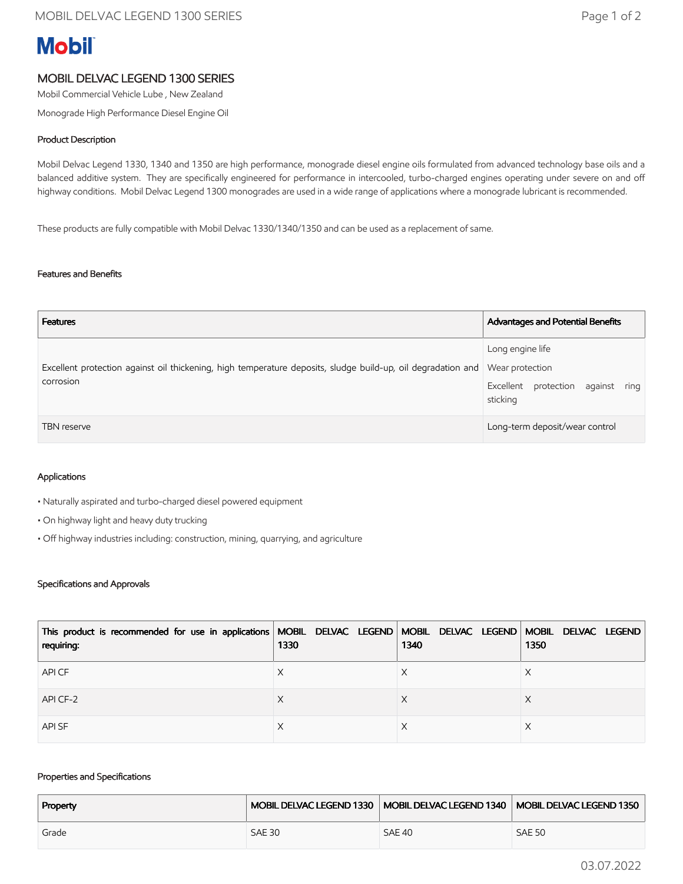# MOBIL DELVAC LEGEND 1300 SERIES

Mobil Commercial Vehicle Lube , New Zealand

Monograde High Performance Diesel Engine Oil

## Product Description

Mobil Delvac Legend 1330, 1340 and 1350 are high performance, monograde diesel engine oils formulated from advanced technology base oils and a balanced additive system. They are specifically engineered for performance in intercooled, turbo-charged engines operating under severe on and off highway conditions. Mobil Delvac Legend 1300 monogrades are used in a wide range of applications where a monograde lubricant is recommended.

These products are fully compatible with Mobil Delvac 1330/1340/1350 and can be used as a replacement of same.

## Features and Benefits

| Features | Advantages and Potential Benefits |
| --- | --- |
| Excellent protection against oil thickening, high temperature deposits, sludge build-up, oil degradation and corrosion | Long engine life<br>Wear protection<br>Excellent protection against ring sticking |
| TBN reserve | Long-term deposit/wear control |

## Applications

- Naturally aspirated and turbo-charged diesel powered equipment
- On highway light and heavy duty trucking
- Off highway industries including: construction, mining, quarrying, and agriculture

## Specifications and Approvals

| This product is recommended for use in applications requiring: | MOBIL DELVAC LEGEND 1330 | MOBIL DELVAC LEGEND 1340 | MOBIL DELVAC LEGEND 1350 |
| --- | --- | --- | --- |
| API CF | X | X | X |
| API CF-2 | X | X | X |
| API SF | X | X | X |

## Properties and Specifications

| Property | MOBIL DELVAC LEGEND 1330 | MOBIL DELVAC LEGEND 1340 | MOBIL DELVAC LEGEND 1350 |
| --- | --- | --- | --- |
| Grade | SAE 30 | SAE 40 | SAE 50 |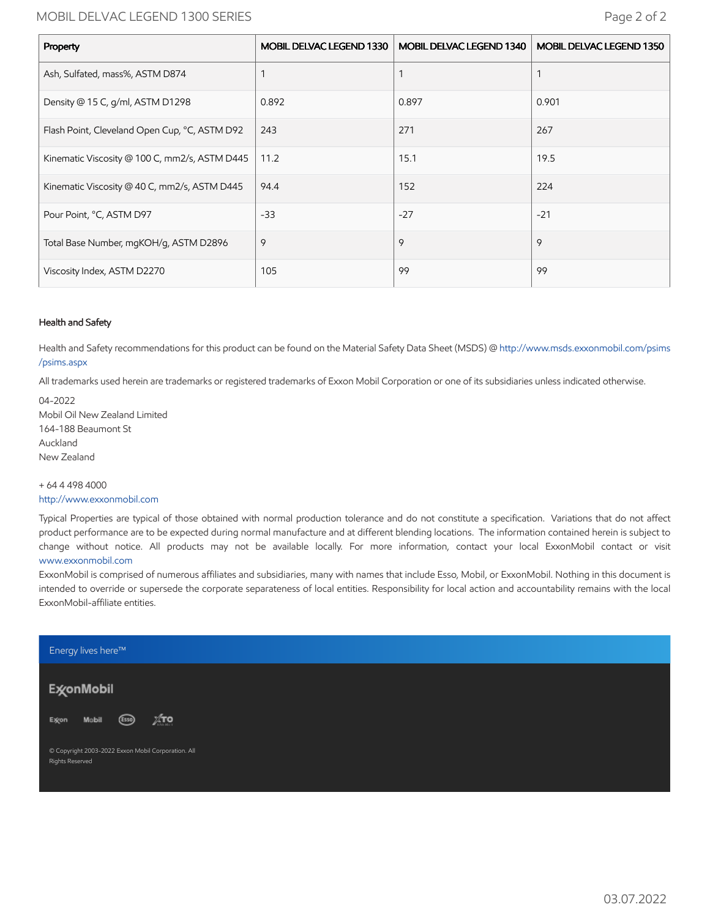| Property | MOBIL DELVAC LEGEND 1330 | MOBIL DELVAC LEGEND 1340 | MOBIL DELVAC LEGEND 1350 |
|---|---|---|---|
| Ash, Sulfated, mass%, ASTM D874 | 1 | 1 | 1 |
| Density @ 15 C, g/ml, ASTM D1298 | 0.892 | 0.897 | 0.901 |
| Flash Point, Cleveland Open Cup, °C, ASTM D92 | 243 | 271 | 267 |
| Kinematic Viscosity @ 100 C, mm2/s, ASTM D445 | 11.2 | 15.1 | 19.5 |
| Kinematic Viscosity @ 40 C, mm2/s, ASTM D445 | 94.4 | 152 | 224 |
| Pour Point, °C, ASTM D97 | -33 | -27 | -21 |
| Total Base Number, mgKOH/g, ASTM D2896 | 9 | 9 | 9 |
| Viscosity Index, ASTM D2270 | 105 | 99 | 99 |

### Health and Safety

Health and Safety recommendations for this product can be found on the Material Safety Data Sheet (MSDS) @ http://www.msds.exxonmobil.com/psims/psims.aspx

All trademarks used herein are trademarks or registered trademarks of Exxon Mobil Corporation or one of its subsidiaries unless indicated otherwise.

04-2022
Mobil Oil New Zealand Limited
164-188 Beaumont St
Auckland
New Zealand

+ 64 4 498 4000
http://www.exxonmobil.com

Typical Properties are typical of those obtained with normal production tolerance and do not constitute a specification. Variations that do not affect product performance are to be expected during normal manufacture and at different blending locations. The information contained herein is subject to change without notice. All products may not be available locally. For more information, contact your local ExxonMobil contact or visit www.exxonmobil.com

ExxonMobil is comprised of numerous affiliates and subsidiaries, many with names that include Esso, Mobil, or ExxonMobil. Nothing in this document is intended to override or supersede the corporate separateness of local entities. Responsibility for local action and accountability remains with the local ExxonMobil-affiliate entities.

Energy lives here™

ExxonMobil

Exxon Mobil Esso XTO

© Copyright 2003-2022 Exxon Mobil Corporation. All Rights Reserved